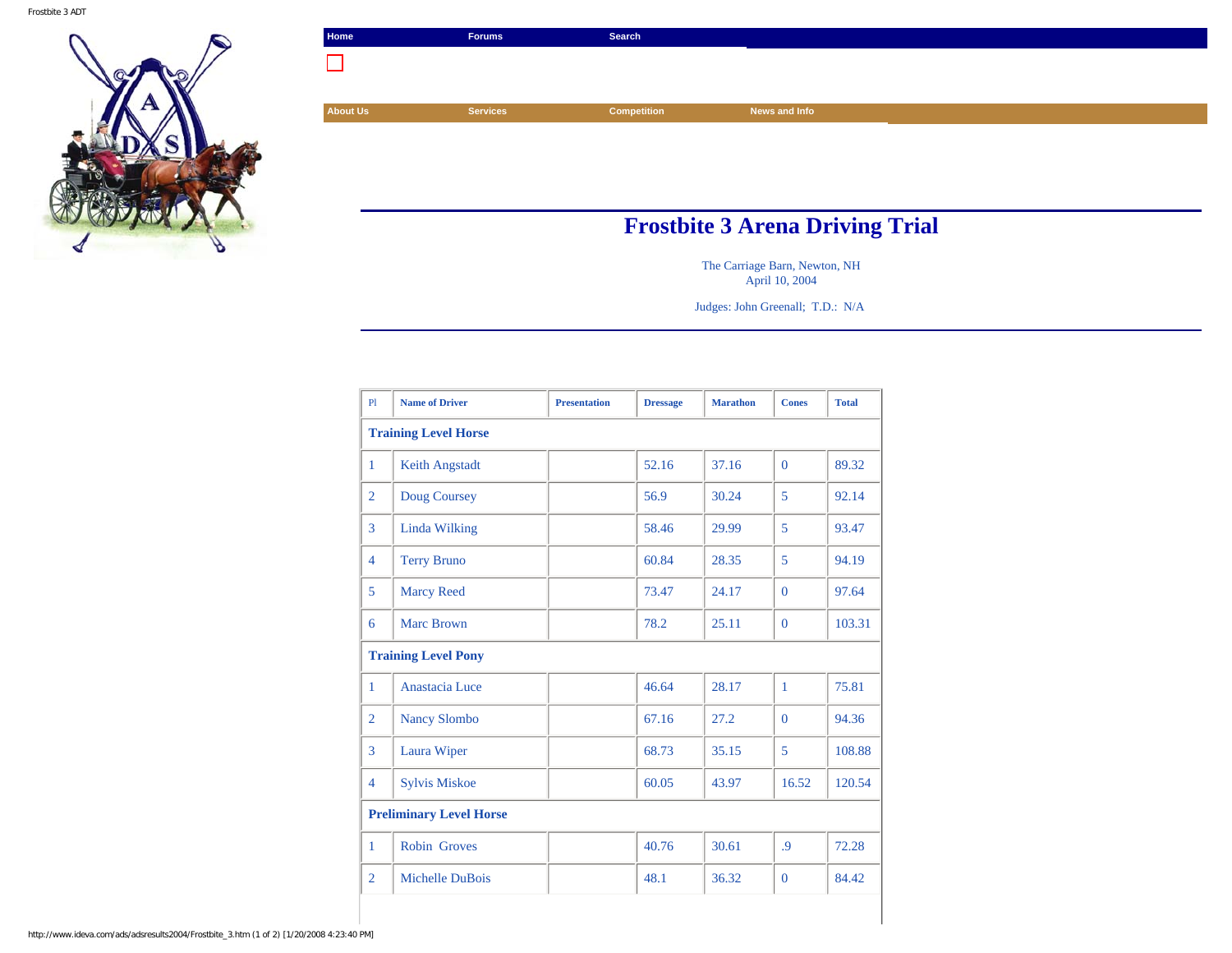Home | Forums | Search

About Us | Services | Competition | News and Info

# Frostbite 3 Arena Driving Trial

The Carriage Barn, Newton, NH
April 10, 2004

Judges: John Greenall; T.D.: N/A

| Pl | Name of Driver | Presentation | Dressage | Marathon | Cones | Total |
|---|---|---|---|---|---|---|
| **Training Level Horse** | | | | | | |
| 1 | Keith Angstadt | | 52.16 | 37.16 | 0 | 89.32 |
| 2 | Doug Coursey | | 56.9 | 30.24 | 5 | 92.14 |
| 3 | Linda Wilking | | 58.46 | 29.99 | 5 | 93.47 |
| 4 | Terry Bruno | | 60.84 | 28.35 | 5 | 94.19 |
| 5 | Marcy Reed | | 73.47 | 24.17 | 0 | 97.64 |
| 6 | Marc Brown | | 78.2 | 25.11 | 0 | 103.31 |
| **Training Level Pony** | | | | | | |
| 1 | Anastacia Luce | | 46.64 | 28.17 | 1 | 75.81 |
| 2 | Nancy Slombo | | 67.16 | 27.2 | 0 | 94.36 |
| 3 | Laura Wiper | | 68.73 | 35.15 | 5 | 108.88 |
| 4 | Sylvis Miskoe | | 60.05 | 43.97 | 16.52 | 120.54 |
| **Preliminary Level Horse** | | | | | | |
| 1 | Robin Groves | | 40.76 | 30.61 | .9 | 72.28 |
| 2 | Michelle DuBois | | 48.1 | 36.32 | 0 | 84.42 |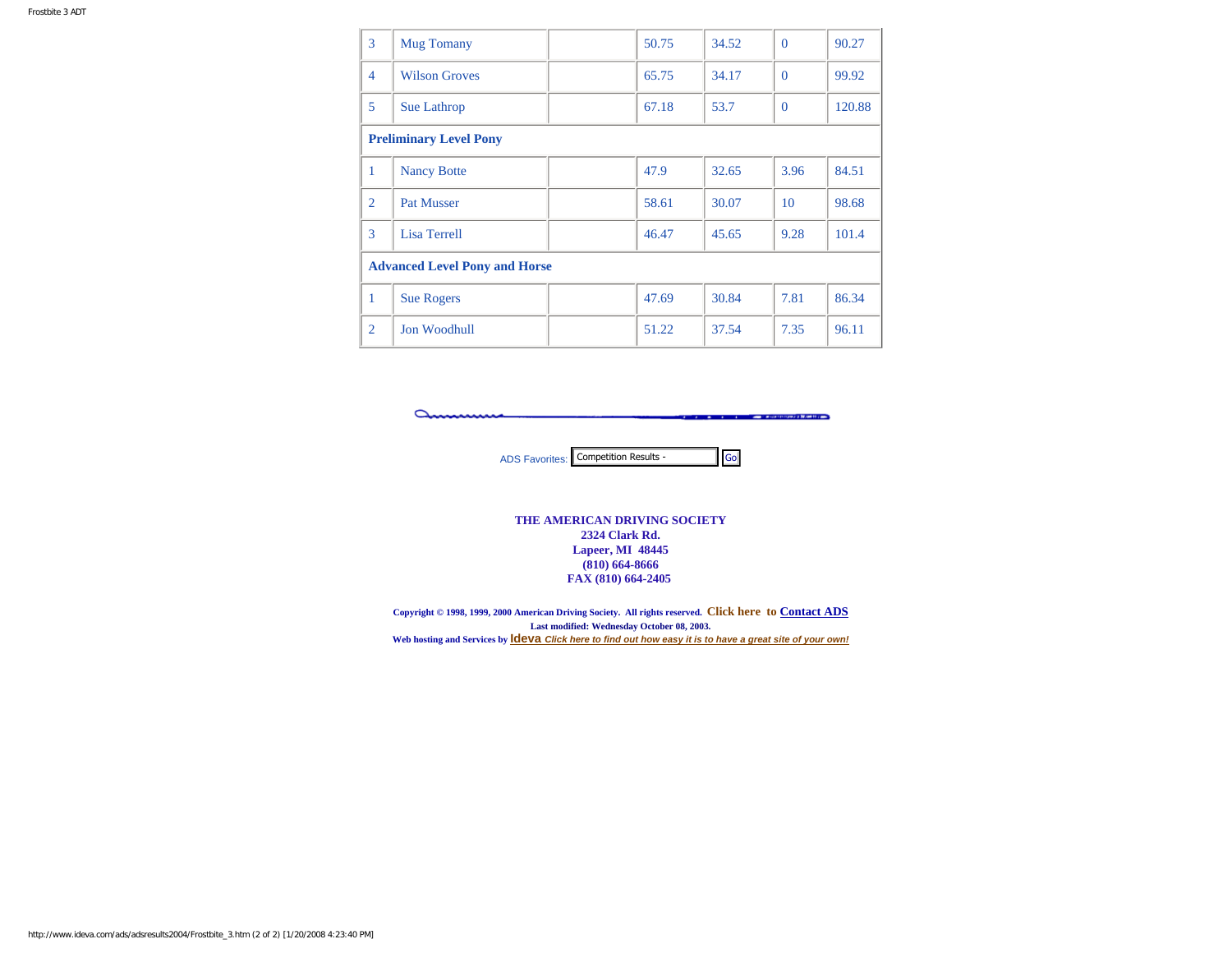| | | | | | | |
|---|---|---|---|---|---|---|
| 3 | Mug Tomany | | 50.75 | 34.52 | 0 | 90.27 |
| 4 | Wilson Groves | | 65.75 | 34.17 | 0 | 99.92 |
| 5 | Sue Lathrop | | 67.18 | 53.7 | 0 | 120.88 |
| **Preliminary Level Pony** | | | | | | |
| 1 | Nancy Botte | | 47.9 | 32.65 | 3.96 | 84.51 |
| 2 | Pat Musser | | 58.61 | 30.07 | 10 | 98.68 |
| 3 | Lisa Terrell | | 46.47 | 45.65 | 9.28 | 101.4 |
| **Advanced Level Pony and Horse** | | | | | | |
| 1 | Sue Rogers | | 47.69 | 30.84 | 7.81 | 86.34 |
| 2 | Jon Woodhull | | 51.22 | 37.54 | 7.35 | 96.11 |

ADS Favorites: Competition Results - Go

**THE AMERICAN DRIVING SOCIETY**
**2324 Clark Rd.**
**Lapeer, MI 48445**
**(810) 664-8666**
**FAX (810) 664-2405**

**Copyright © 1998, 1999, 2000 American Driving Society. All rights reserved.** **Click here to Contact ADS**
**Last modified: Wednesday October 08, 2003.**
**Web hosting and Services by Ideva** ***Click here to find out how easy it is to have a great site of your own!***